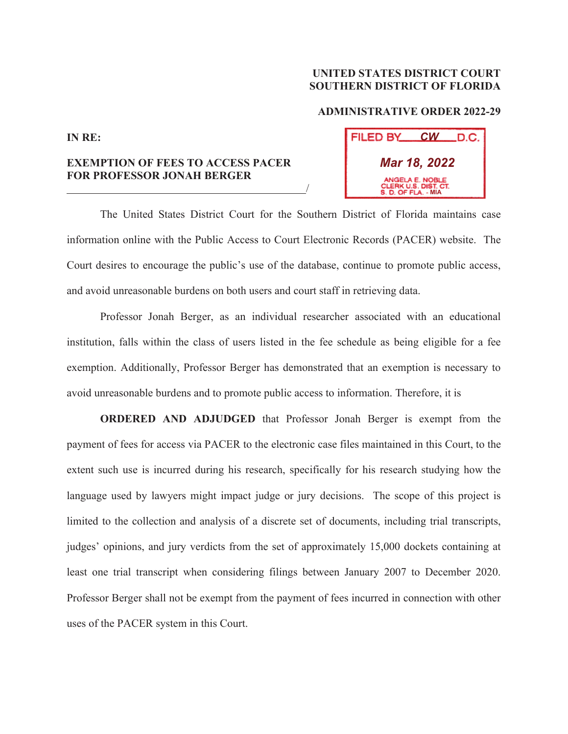**UNITED STATES DISTRICT COURT**
**SOUTHERN DISTRICT OF FLORIDA**

**ADMINISTRATIVE ORDER 2022-29**

**IN RE:**

**EXEMPTION OF FEES TO ACCESS PACER FOR PROFESSOR JONAH BERGER**
______________________________________________/

FILED BY CW D.C.
Mar 18, 2022
ANGELA E. NOBLE
CLERK U.S. DIST. CT.
S. D. OF FLA. - MIA

The United States District Court for the Southern District of Florida maintains case information online with the Public Access to Court Electronic Records (PACER) website. The Court desires to encourage the public's use of the database, continue to promote public access, and avoid unreasonable burdens on both users and court staff in retrieving data.

Professor Jonah Berger, as an individual researcher associated with an educational institution, falls within the class of users listed in the fee schedule as being eligible for a fee exemption. Additionally, Professor Berger has demonstrated that an exemption is necessary to avoid unreasonable burdens and to promote public access to information. Therefore, it is

**ORDERED AND ADJUDGED** that Professor Jonah Berger is exempt from the payment of fees for access via PACER to the electronic case files maintained in this Court, to the extent such use is incurred during his research, specifically for his research studying how the language used by lawyers might impact judge or jury decisions. The scope of this project is limited to the collection and analysis of a discrete set of documents, including trial transcripts, judges' opinions, and jury verdicts from the set of approximately 15,000 dockets containing at least one trial transcript when considering filings between January 2007 to December 2020. Professor Berger shall not be exempt from the payment of fees incurred in connection with other uses of the PACER system in this Court.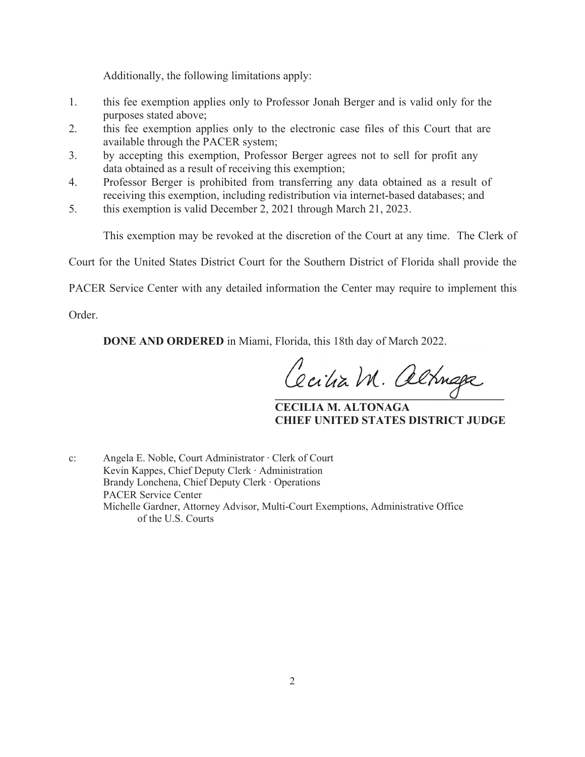Additionally, the following limitations apply:

1. this fee exemption applies only to Professor Jonah Berger and is valid only for the purposes stated above;
2. this fee exemption applies only to the electronic case files of this Court that are available through the PACER system;
3. by accepting this exemption, Professor Berger agrees not to sell for profit any data obtained as a result of receiving this exemption;
4. Professor Berger is prohibited from transferring any data obtained as a result of receiving this exemption, including redistribution via internet-based databases; and
5. this exemption is valid December 2, 2021 through March 21, 2023.

This exemption may be revoked at the discretion of the Court at any time. The Clerk of Court for the United States District Court for the Southern District of Florida shall provide the PACER Service Center with any detailed information the Center may require to implement this Order.

**DONE AND ORDERED** in Miami, Florida, this 18th day of March 2022.

Cecilia M. Altonaga

**CECILIA M. ALTONAGA**
**CHIEF UNITED STATES DISTRICT JUDGE**

c: Angela E. Noble, Court Administrator · Clerk of Court
Kevin Kappes, Chief Deputy Clerk · Administration
Brandy Lonchena, Chief Deputy Clerk · Operations
PACER Service Center
Michelle Gardner, Attorney Advisor, Multi-Court Exemptions, Administrative Office of the U.S. Courts